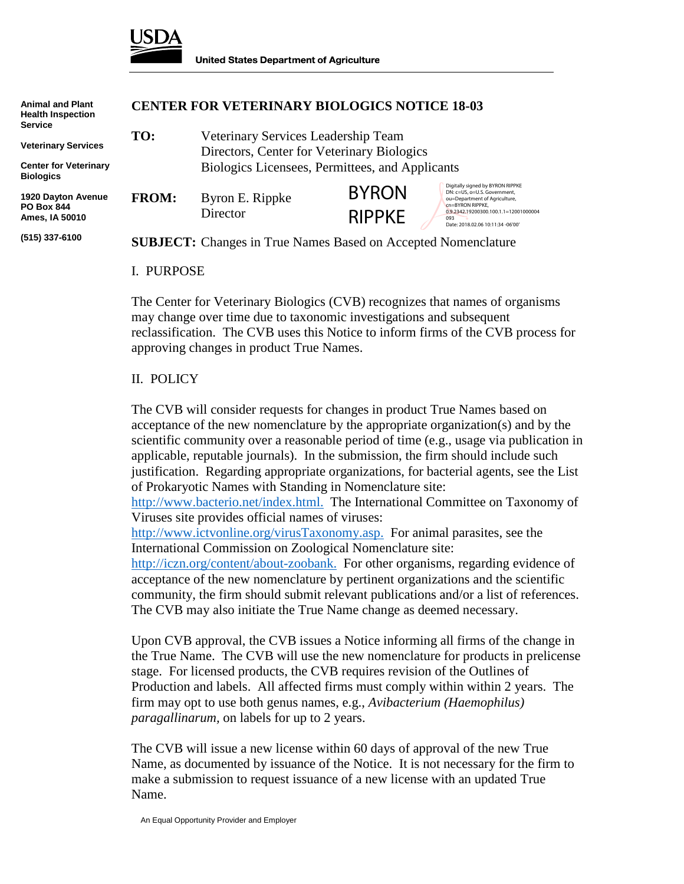USDA

United States Department of Agriculture

**Animal and Plant Health Inspection Service**

**Veterinary Services**

**Center for Veterinary Biologics**

**1920 Dayton Avenue**
**PO Box 844**
**Ames, IA 50010**

**(515) 337-6100**

# CENTER FOR VETERINARY BIOLOGICS NOTICE 18-03

**TO:** Veterinary Services Leadership Team
Directors, Center for Veterinary Biologics
Biologics Licensees, Permittees, and Applicants

**FROM:** Byron E. Rippke
Director

BYRON RIPPKE

Digitally signed by BYRON RIPPKE
DN: c=US, o=U.S. Government, ou=Department of Agriculture, cn=BYRON RIPPKE, 0.9.2342.19200300.100.1.1=12001000004093
Date: 2018.02.06 10:11:34 -06'00'

**SUBJECT:** Changes in True Names Based on Accepted Nomenclature

## I. PURPOSE

The Center for Veterinary Biologics (CVB) recognizes that names of organisms may change over time due to taxonomic investigations and subsequent reclassification. The CVB uses this Notice to inform firms of the CVB process for approving changes in product True Names.

## II. POLICY

The CVB will consider requests for changes in product True Names based on acceptance of the new nomenclature by the appropriate organization(s) and by the scientific community over a reasonable period of time (e.g., usage via publication in applicable, reputable journals). In the submission, the firm should include such justification. Regarding appropriate organizations, for bacterial agents, see the List of Prokaryotic Names with Standing in Nomenclature site: http://www.bacterio.net/index.html. The International Committee on Taxonomy of Viruses site provides official names of viruses: http://www.ictvonline.org/virusTaxonomy.asp. For animal parasites, see the International Commission on Zoological Nomenclature site: http://iczn.org/content/about-zoobank. For other organisms, regarding evidence of acceptance of the new nomenclature by pertinent organizations and the scientific community, the firm should submit relevant publications and/or a list of references. The CVB may also initiate the True Name change as deemed necessary.

Upon CVB approval, the CVB issues a Notice informing all firms of the change in the True Name. The CVB will use the new nomenclature for products in prelicense stage. For licensed products, the CVB requires revision of the Outlines of Production and labels. All affected firms must comply within within 2 years. The firm may opt to use both genus names, e.g., *Avibacterium (Haemophilus) paragallinarum,* on labels for up to 2 years.

The CVB will issue a new license within 60 days of approval of the new True Name, as documented by issuance of the Notice. It is not necessary for the firm to make a submission to request issuance of a new license with an updated True Name.

An Equal Opportunity Provider and Employer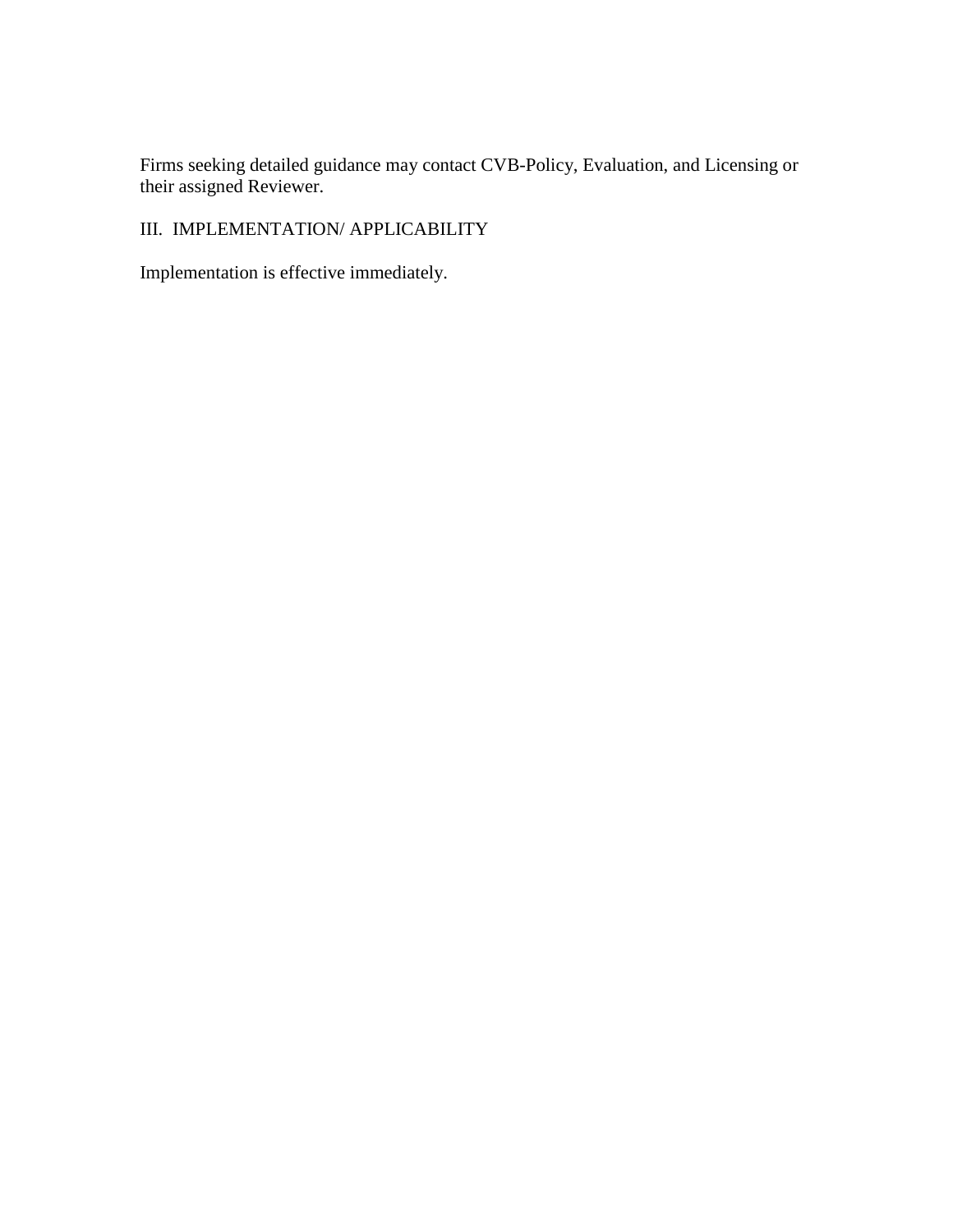Firms seeking detailed guidance may contact CVB-Policy, Evaluation, and Licensing or their assigned Reviewer.

## III. IMPLEMENTATION/ APPLICABILITY

Implementation is effective immediately.